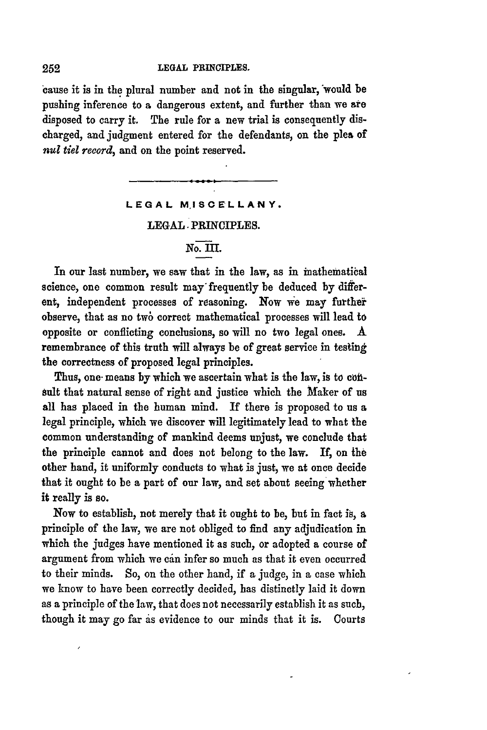cause it is in the plural number and not in the singular, would be pushing inference to a dangerous extent, and further than we are disposed to carry it. The rule for a new trial is consequently discharged, and judgment entered for the defendants, on the plea of *nul tiel record*, and on the point reserved.

---

## LEGAL MISCELLANY.

### LEGAL PRINCIPLES.

#### No. III.

In our last number, we saw that in the law, as in mathematical science, one common result may frequently be deduced by different, independent processes of reasoning. Now we may further observe, that as no two correct mathematical processes will lead to opposite or conflicting conclusions, so will no two legal ones. A remembrance of this truth will always be of great service in testing the correctness of proposed legal principles.

Thus, one means by which we ascertain what is the law, is to consult that natural sense of right and justice which the Maker of us all has placed in the human mind. If there is proposed to us a legal principle, which we discover will legitimately lead to what the common understanding of mankind deems unjust, we conclude that the principle cannot and does not belong to the law. If, on the other hand, it uniformly conducts to what is just, we at once decide that it ought to be a part of our law, and set about seeing whether it really is so.

Now to establish, not merely that it ought to be, but in fact is, a principle of the law, we are not obliged to find any adjudication in which the judges have mentioned it as such, or adopted a course of argument from which we can infer so much as that it even occurred to their minds. So, on the other hand, if a judge, in a case which we know to have been correctly decided, has distinctly laid it down as a principle of the law, that does not necessarily establish it as such, though it may go far as evidence to our minds that it is. Courts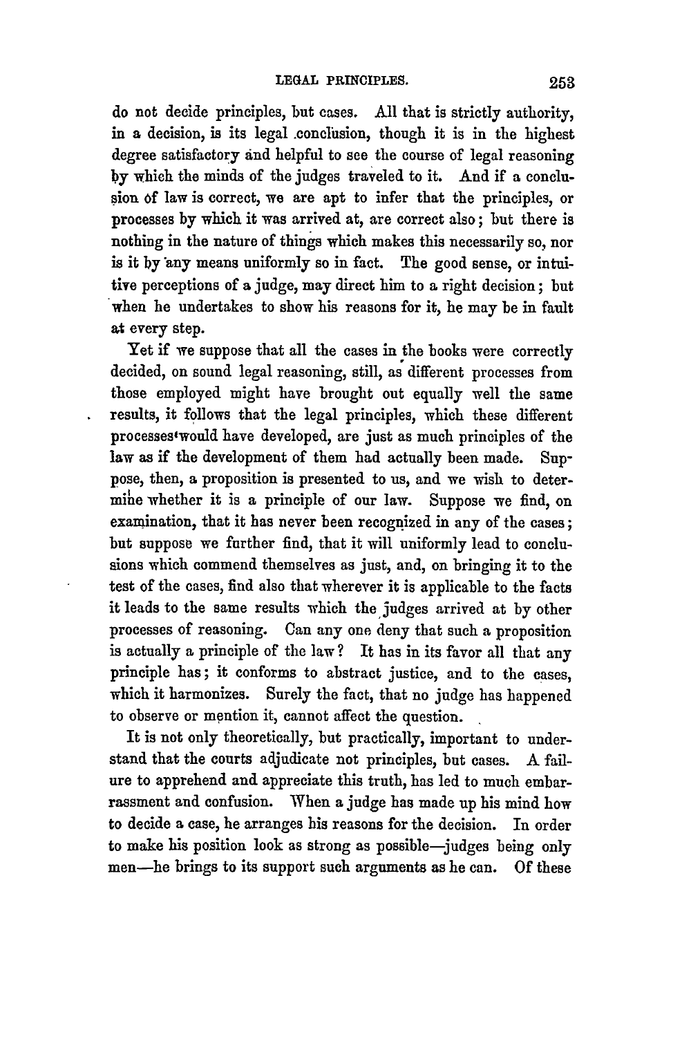do not decide principles, but cases. All that is strictly authority, in a decision, is its legal conclusion, though it is in the highest degree satisfactory and helpful to see the course of legal reasoning by which the minds of the judges traveled to it. And if a conclusion of law is correct, we are apt to infer that the principles, or processes by which it was arrived at, are correct also; but there is nothing in the nature of things which makes this necessarily so, nor is it by any means uniformly so in fact. The good sense, or intuitive perceptions of a judge, may direct him to a right decision; but when he undertakes to show his reasons for it, he may be in fault at every step.

Yet if we suppose that all the cases in the books were correctly decided, on sound legal reasoning, still, as different processes from those employed might have brought out equally well the same results, it follows that the legal principles, which these different processes would have developed, are just as much principles of the law as if the development of them had actually been made. Suppose, then, a proposition is presented to us, and we wish to determine whether it is a principle of our law. Suppose we find, on examination, that it has never been recognized in any of the cases; but suppose we further find, that it will uniformly lead to conclusions which commend themselves as just, and, on bringing it to the test of the cases, find also that wherever it is applicable to the facts it leads to the same results which the judges arrived at by other processes of reasoning. Can any one deny that such a proposition is actually a principle of the law? It has in its favor all that any principle has; it conforms to abstract justice, and to the cases, which it harmonizes. Surely the fact, that no judge has happened to observe or mention it, cannot affect the question.

It is not only theoretically, but practically, important to understand that the courts adjudicate not principles, but cases. A failure to apprehend and appreciate this truth, has led to much embarrassment and confusion. When a judge has made up his mind how to decide a case, he arranges his reasons for the decision. In order to make his position look as strong as possible—judges being only men—he brings to its support such arguments as he can. Of these